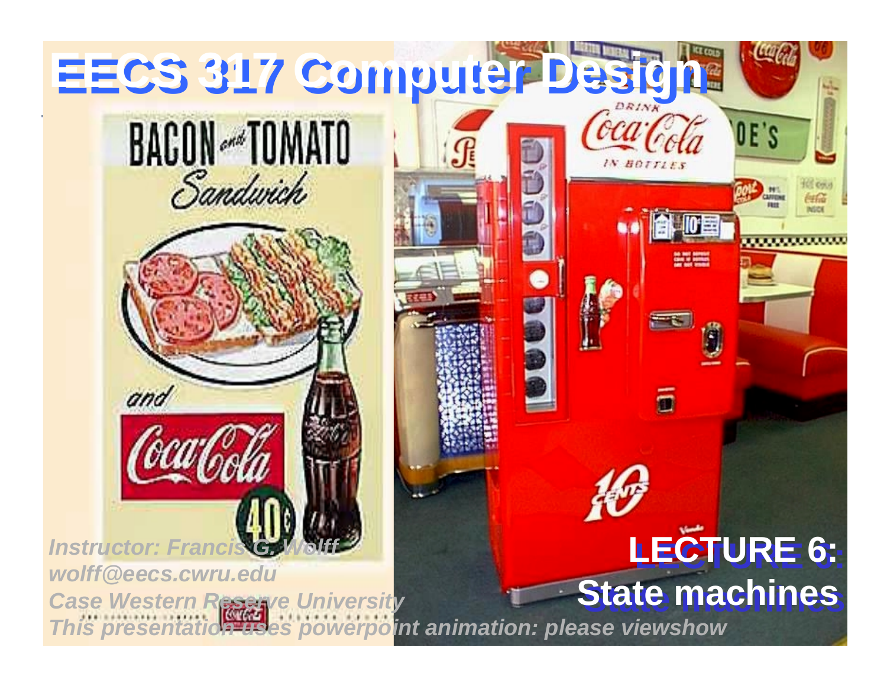# EECS 317 Computer Design

*Instructor: Francis G. Wolff*
*wolff@eecs.cwru.edu*
*Case Western Reserve University*
*This presentation uses powerpoint animation: please viewshow*

## LECTURE 6: State machines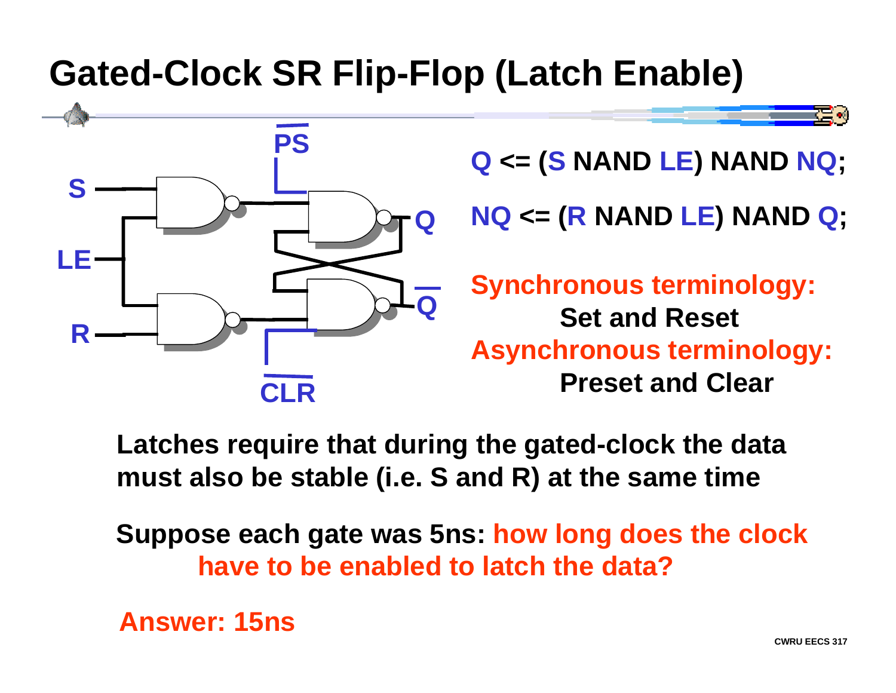# Gated-Clock SR Flip-Flop (Latch Enable)

Q <= (S NAND LE) NAND NQ;

NQ <= (R NAND LE) NAND Q;

**Synchronous terminology:**
Set and Reset
**Asynchronous terminology:**
Preset and Clear

**Latches require that during the gated-clock the data must also be stable (i.e. S and R) at the same time**

**Suppose each gate was 5ns: how long does the clock have to be enabled to latch the data?**

**Answer: 15ns**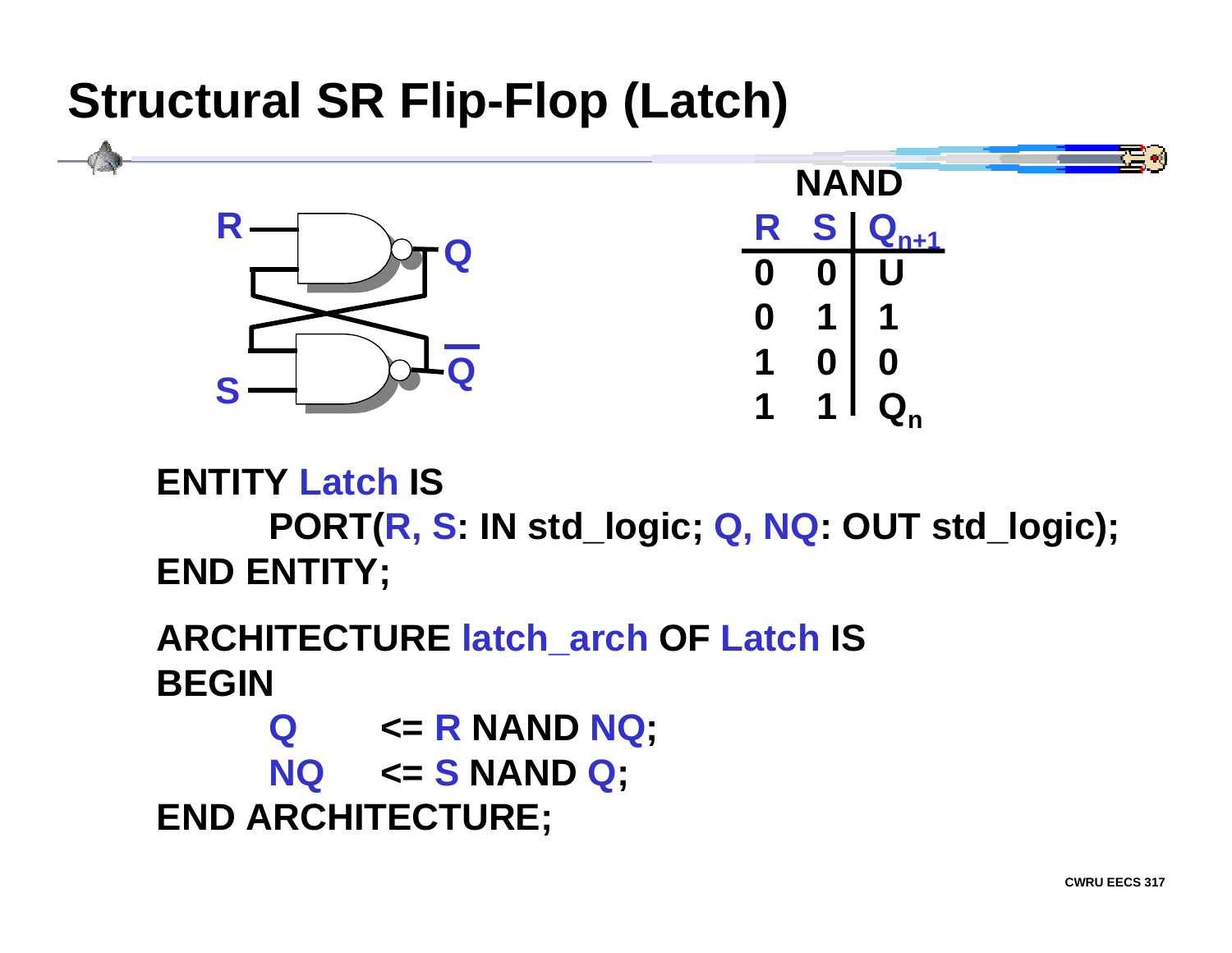# Structural SR Flip-Flop (Latch)

**NAND**

| R | S | $Q_{n+1}$ |
|---|---|---|
| 0 | 0 | U |
| 0 | 1 | 1 |
| 1 | 0 | 0 |
| 1 | 1 | $Q_n$ |

```
ENTITY Latch IS
    PORT(R, S: IN std_logic; Q, NQ: OUT std_logic);
END ENTITY;

ARCHITECTURE latch_arch OF Latch IS
BEGIN
    Q    <= R NAND NQ;
    NQ   <= S NAND Q;
END ARCHITECTURE;
```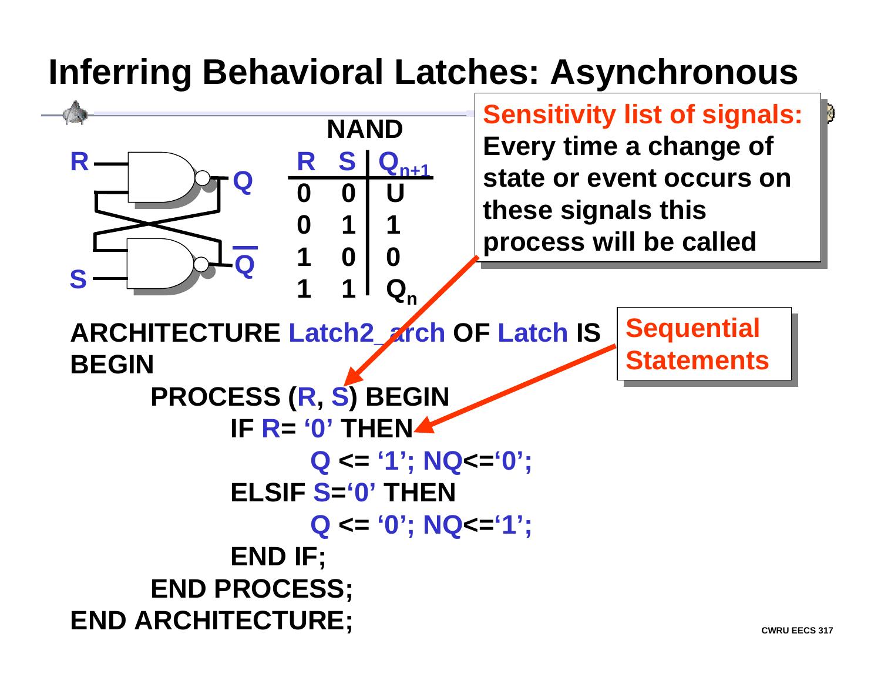# Inferring Behavioral Latches: Asynchronous

**NAND**

| R | S | $Q_{n+1}$ |
|---|---|---|
| 0 | 0 | U |
| 0 | 1 | 1 |
| 1 | 0 | 0 |
| 1 | 1 | $Q_n$ |

**Sensitivity list of signals:** Every time a change of state or event occurs on these signals this process will be called

**Sequential Statements**

```
ARCHITECTURE Latch2_arch OF Latch IS
BEGIN
    PROCESS (R, S) BEGIN
        IF R= '0' THEN
            Q <= '1'; NQ<='0';
        ELSIF S='0' THEN
            Q <= '0'; NQ<='1';
        END IF;
    END PROCESS;
END ARCHITECTURE;
```

CWRU EECS 317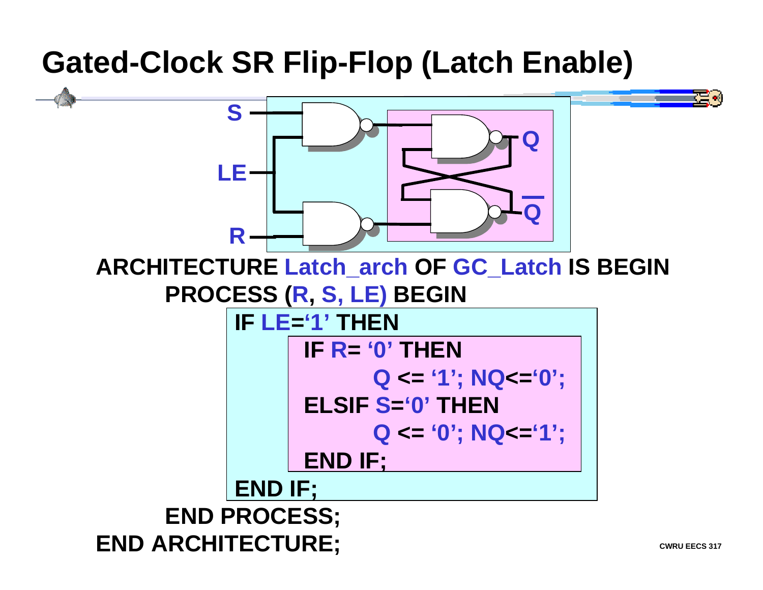# Gated-Clock SR Flip-Flop (Latch Enable)

```
ARCHITECTURE Latch_arch OF GC_Latch IS BEGIN
    PROCESS (R, S, LE) BEGIN
        IF LE='1' THEN
            IF R= '0' THEN
                Q <= '1'; NQ<='0';
            ELSIF S='0' THEN
                Q <= '0'; NQ<='1';
            END IF;
        END IF;
    END PROCESS;
END ARCHITECTURE;
```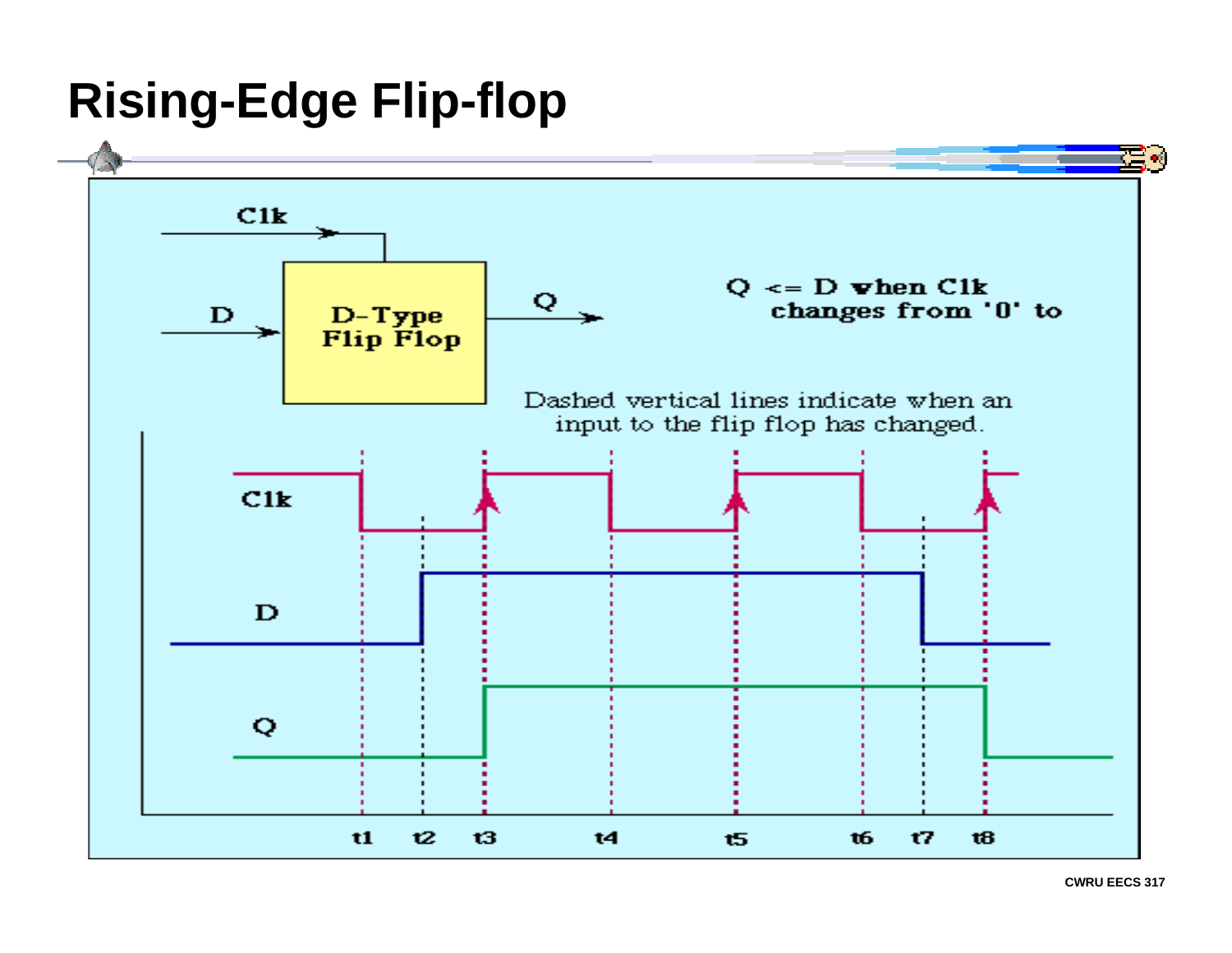# Rising-Edge Flip-flop

Q <= D when Clk changes from '0' to

Dashed vertical lines indicate when an input to the flip flop has changed.

Clk

D

D-Type Flip Flop

Q

t1 t2 t3 t4 t5 t6 t7 t8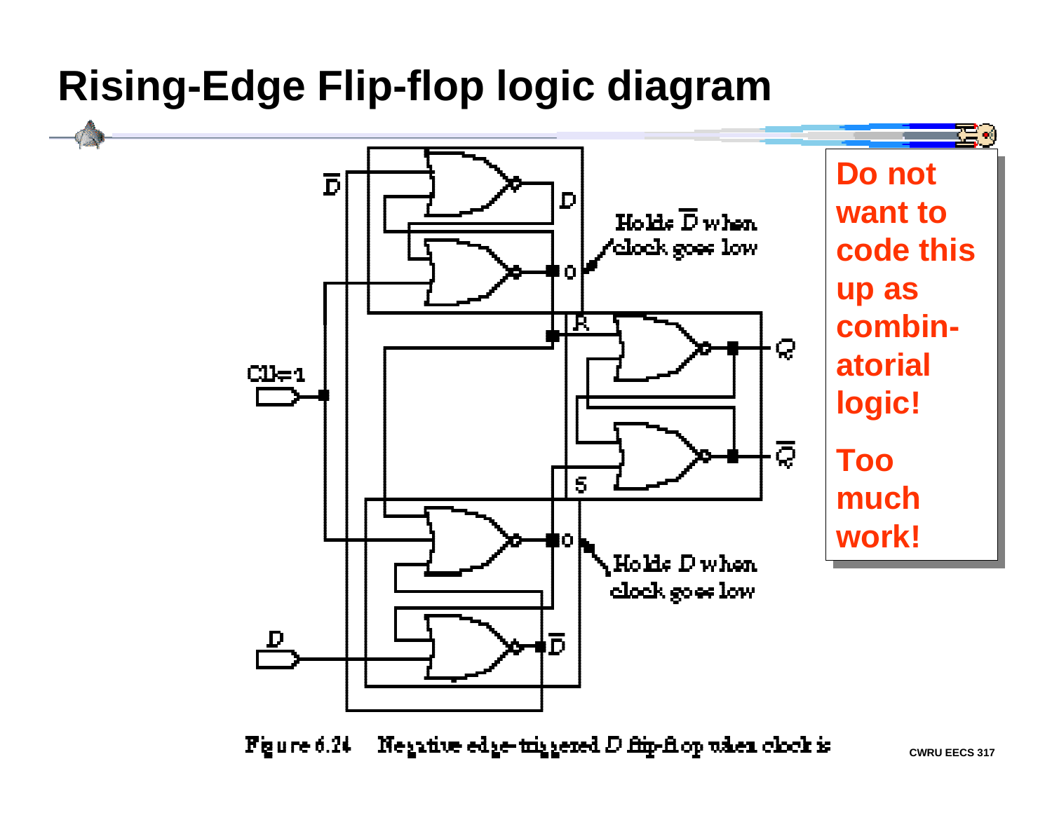# Rising-Edge Flip-flop logic diagram

Holds $\overline{D}$ when clock goes low

Holds $D$ when clock goes low

Figure 6.24 Negative edge-triggered D flip-flop when clock is

**Do not want to code this up as combin-atorial logic!**

**Too much work!**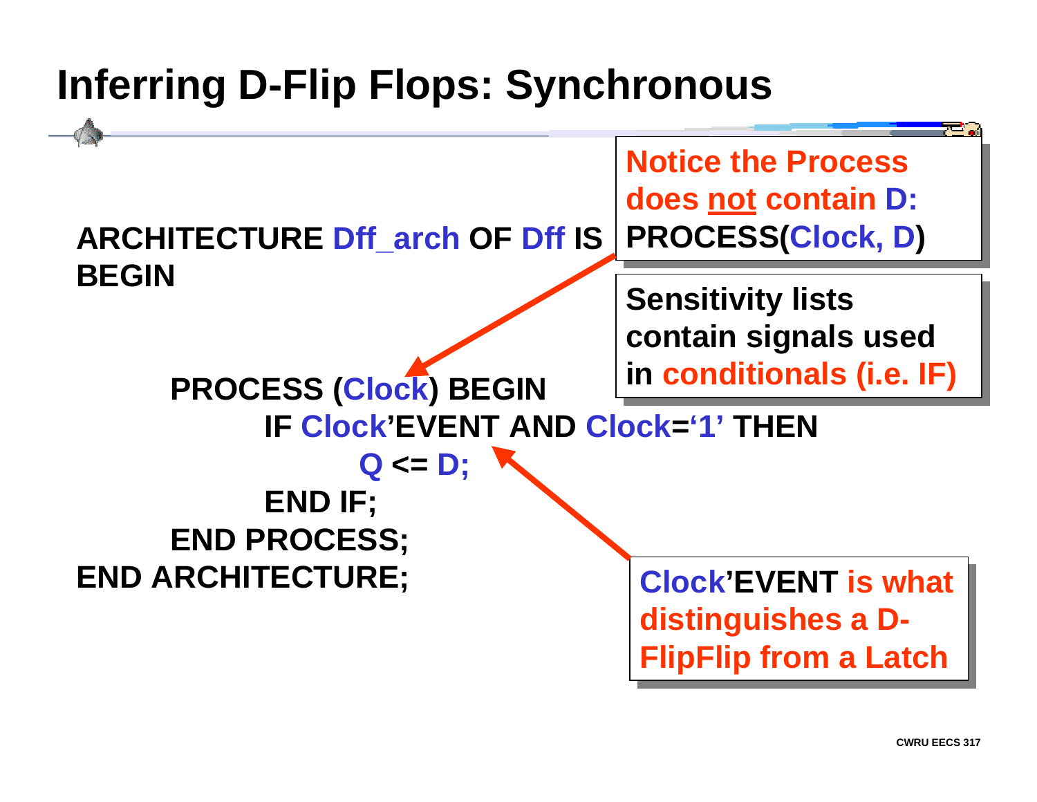# Inferring D-Flip Flops: Synchronous

```
ARCHITECTURE Dff_arch OF Dff IS
BEGIN

    PROCESS (Clock) BEGIN
        IF Clock'EVENT AND Clock='1' THEN
            Q <= D;
        END IF;
    END PROCESS;
END ARCHITECTURE;
```

Notice the Process does not contain D: PROCESS(Clock, D)

Sensitivity lists contain signals used in conditionals (i.e. IF)

Clock'EVENT is what distinguishes a D-FlipFlip from a Latch

CWRU EECS 317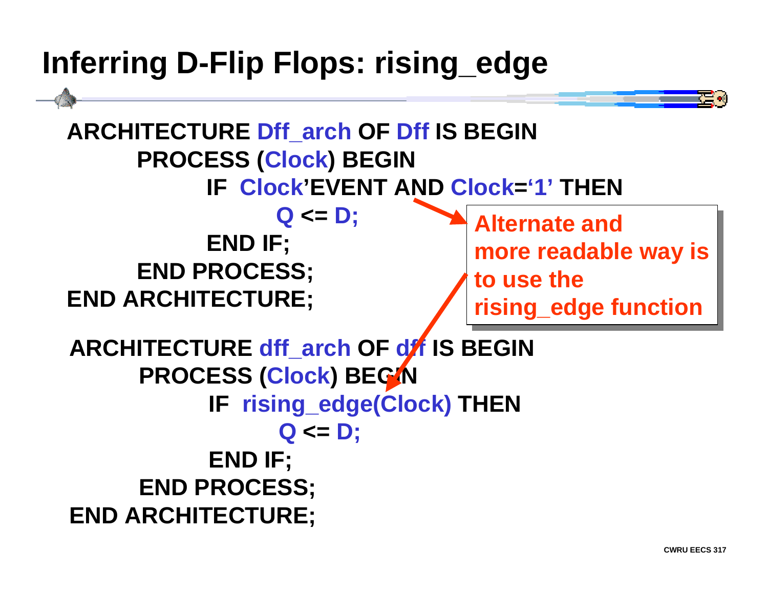# Inferring D-Flip Flops: rising_edge

```
ARCHITECTURE Dff_arch OF Dff IS BEGIN
    PROCESS (Clock) BEGIN
        IF  Clock'EVENT AND Clock='1' THEN
            Q <= D;
        END IF;
    END PROCESS;
END ARCHITECTURE;
```

**Alternate and more readable way is to use the rising_edge function**

```
ARCHITECTURE dff_arch OF dff IS BEGIN
    PROCESS (Clock) BEGIN
        IF  rising_edge(Clock) THEN
            Q <= D;
        END IF;
    END PROCESS;
END ARCHITECTURE;
```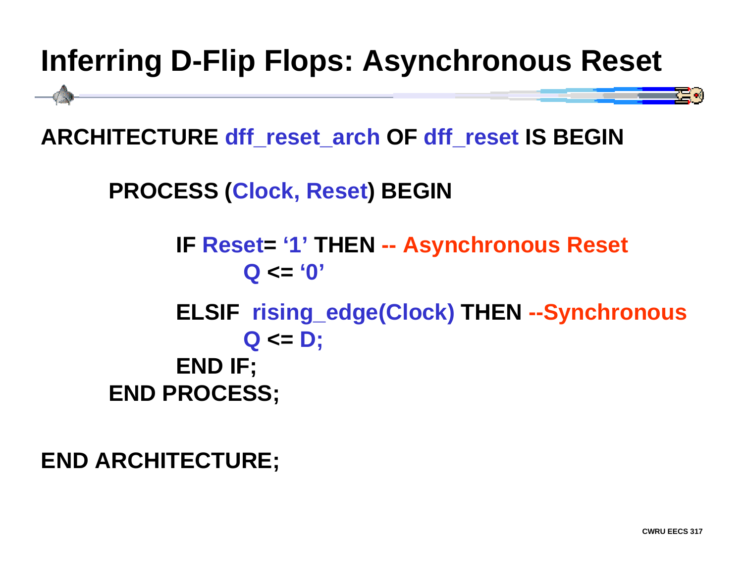# Inferring D-Flip Flops: Asynchronous Reset

```
ARCHITECTURE dff_reset_arch OF dff_reset IS BEGIN

    PROCESS (Clock, Reset) BEGIN

        IF Reset= '1' THEN -- Asynchronous Reset
            Q <= '0'

        ELSIF  rising_edge(Clock) THEN --Synchronous
            Q <= D;
        END IF;
    END PROCESS;

END ARCHITECTURE;
```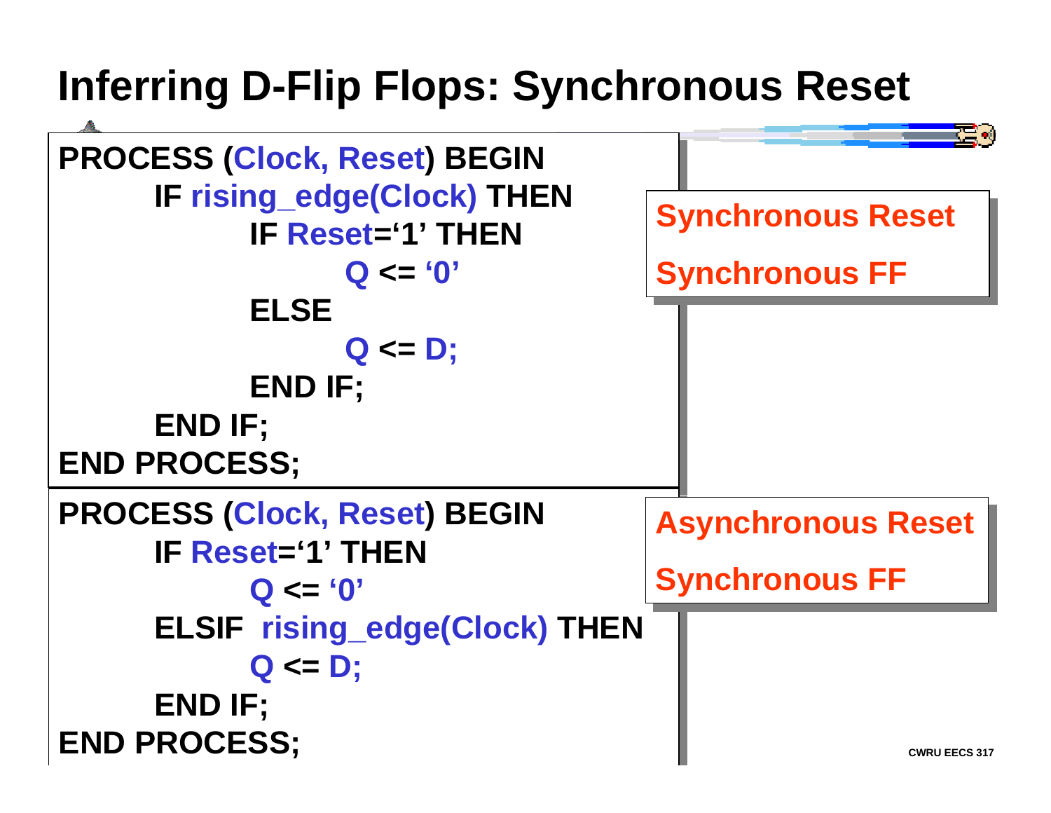# Inferring D-Flip Flops: Synchronous Reset

```
PROCESS (Clock, Reset) BEGIN
      IF rising_edge(Clock) THEN
            IF Reset='1' THEN
                  Q <= '0'
            ELSE
                  Q <= D;
            END IF;
      END IF;
END PROCESS;
```

**Synchronous Reset**

**Synchronous FF**

```
PROCESS (Clock, Reset) BEGIN
      IF Reset='1' THEN
            Q <= '0'
      ELSIF  rising_edge(Clock) THEN
            Q <= D;
      END IF;
END PROCESS;
```

**Asynchronous Reset**

**Synchronous FF**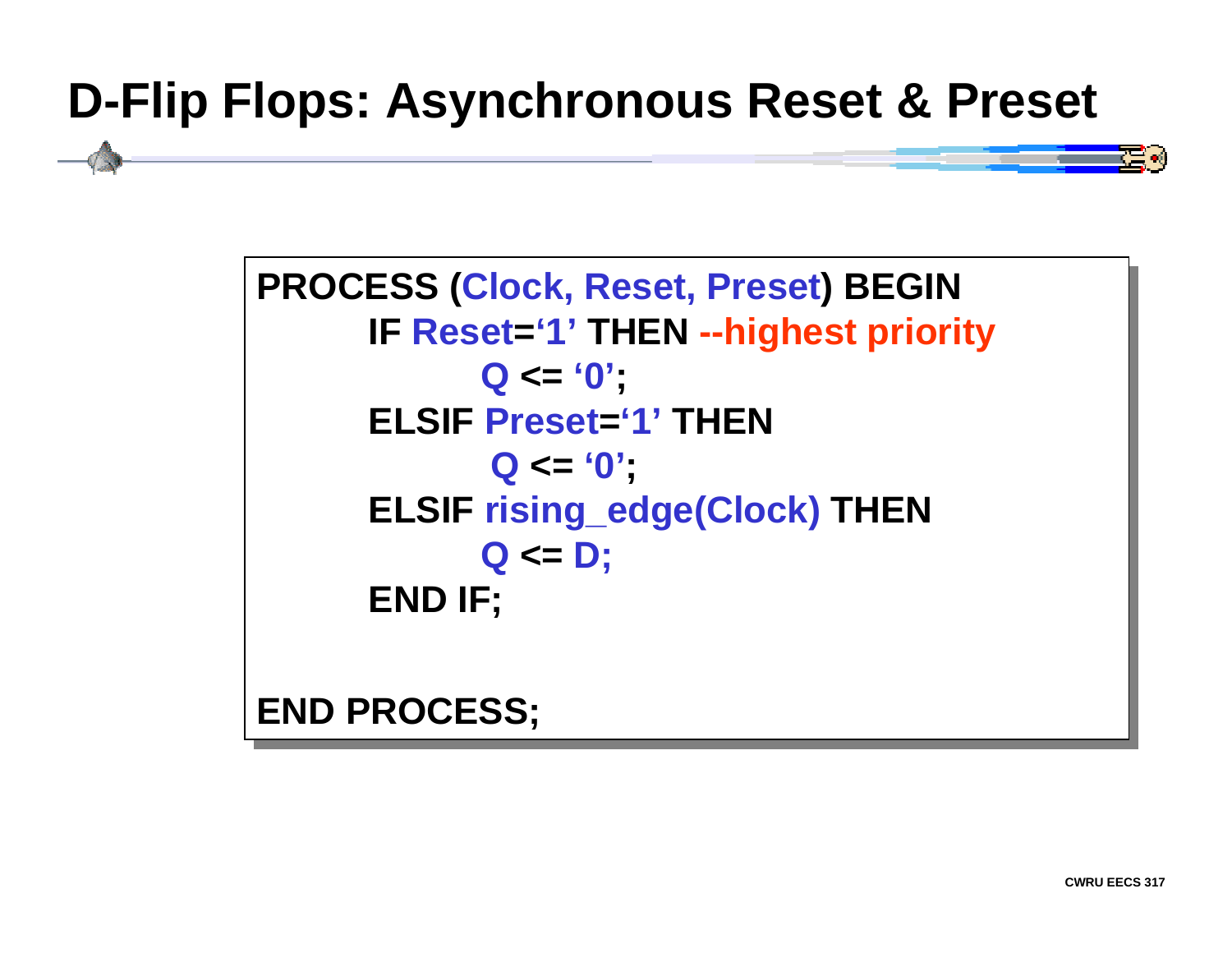# D-Flip Flops: Asynchronous Reset & Preset

```
PROCESS (Clock, Reset, Preset) BEGIN
      IF Reset='1' THEN --highest priority
            Q <= '0';
      ELSIF Preset='1' THEN
            Q <= '0';
      ELSIF rising_edge(Clock) THEN
            Q <= D;
      END IF;

END PROCESS;
```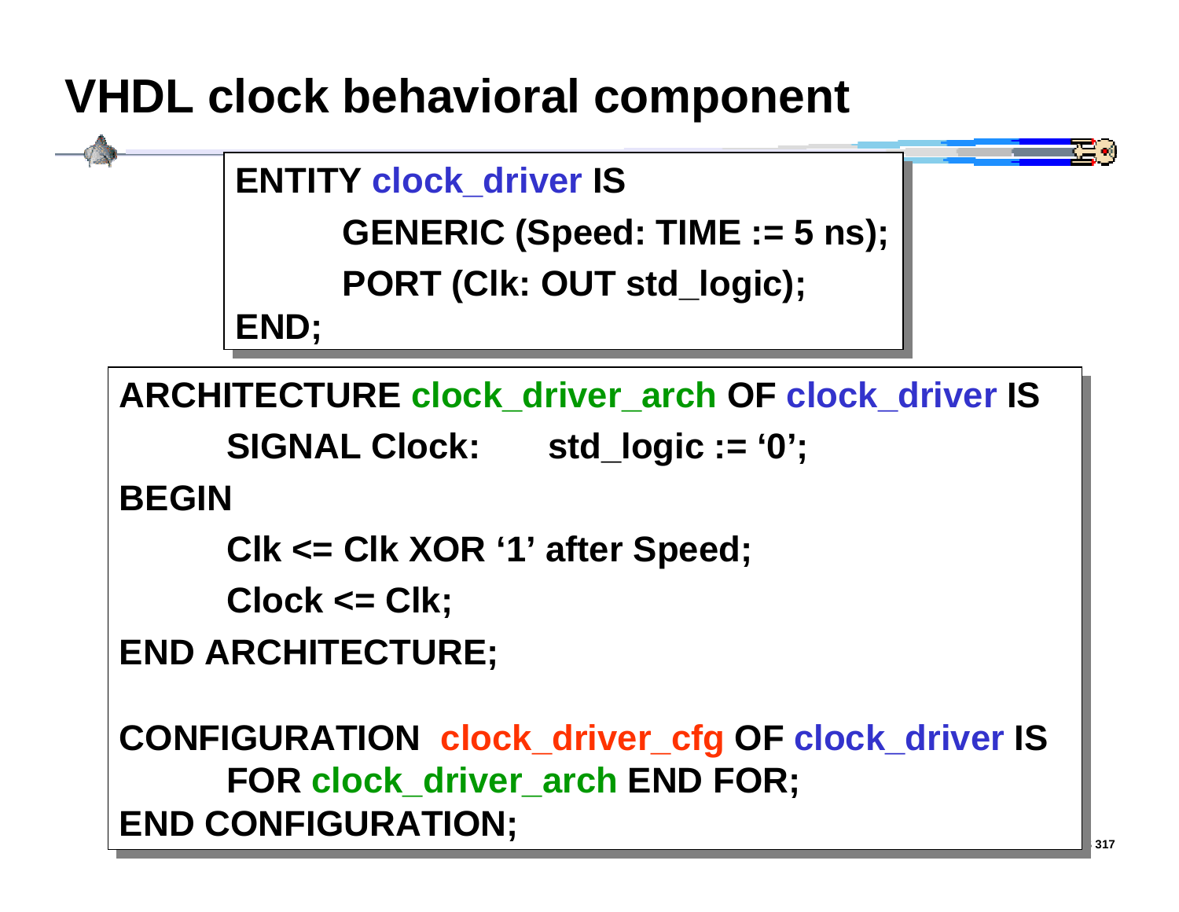# VHDL clock behavioral component

```
ENTITY clock_driver IS
        GENERIC (Speed: TIME := 5 ns);
        PORT (Clk: OUT std_logic);
END;
```

```
ARCHITECTURE clock_driver_arch OF clock_driver IS
        SIGNAL Clock:      std_logic := ‘0’;
BEGIN
        Clk <= Clk XOR ‘1’ after Speed;
        Clock <= Clk;
END ARCHITECTURE;

CONFIGURATION  clock_driver_cfg OF clock_driver IS
        FOR clock_driver_arch END FOR;
END CONFIGURATION;
```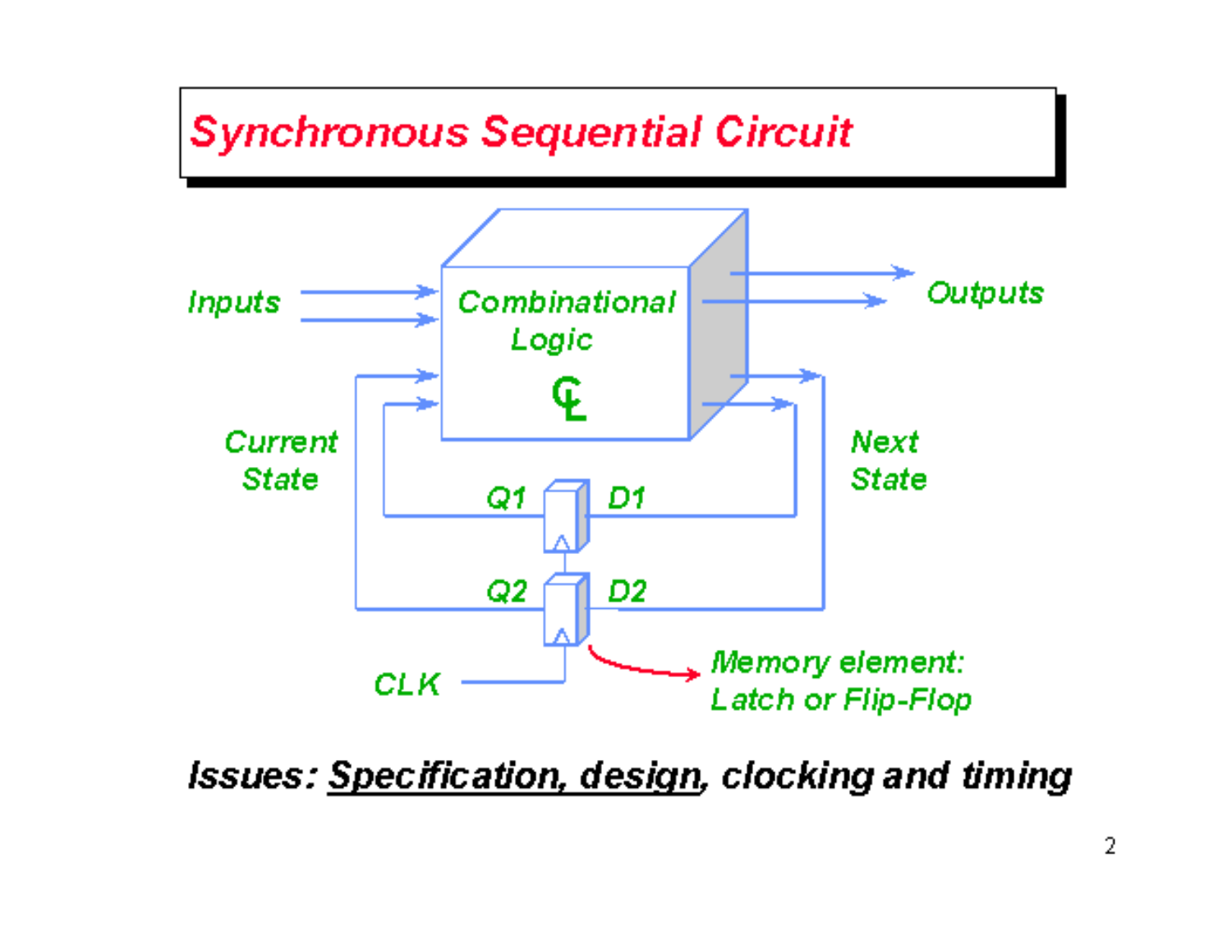# Synchronous Sequential Circuit

Inputs

Combinational Logic

CL

Outputs

Current State

Next State

Q1 D1

Q2 D2

CLK

Memory element: Latch or Flip-Flop

**Issues: <u>Specification, design</u>, clocking and timing**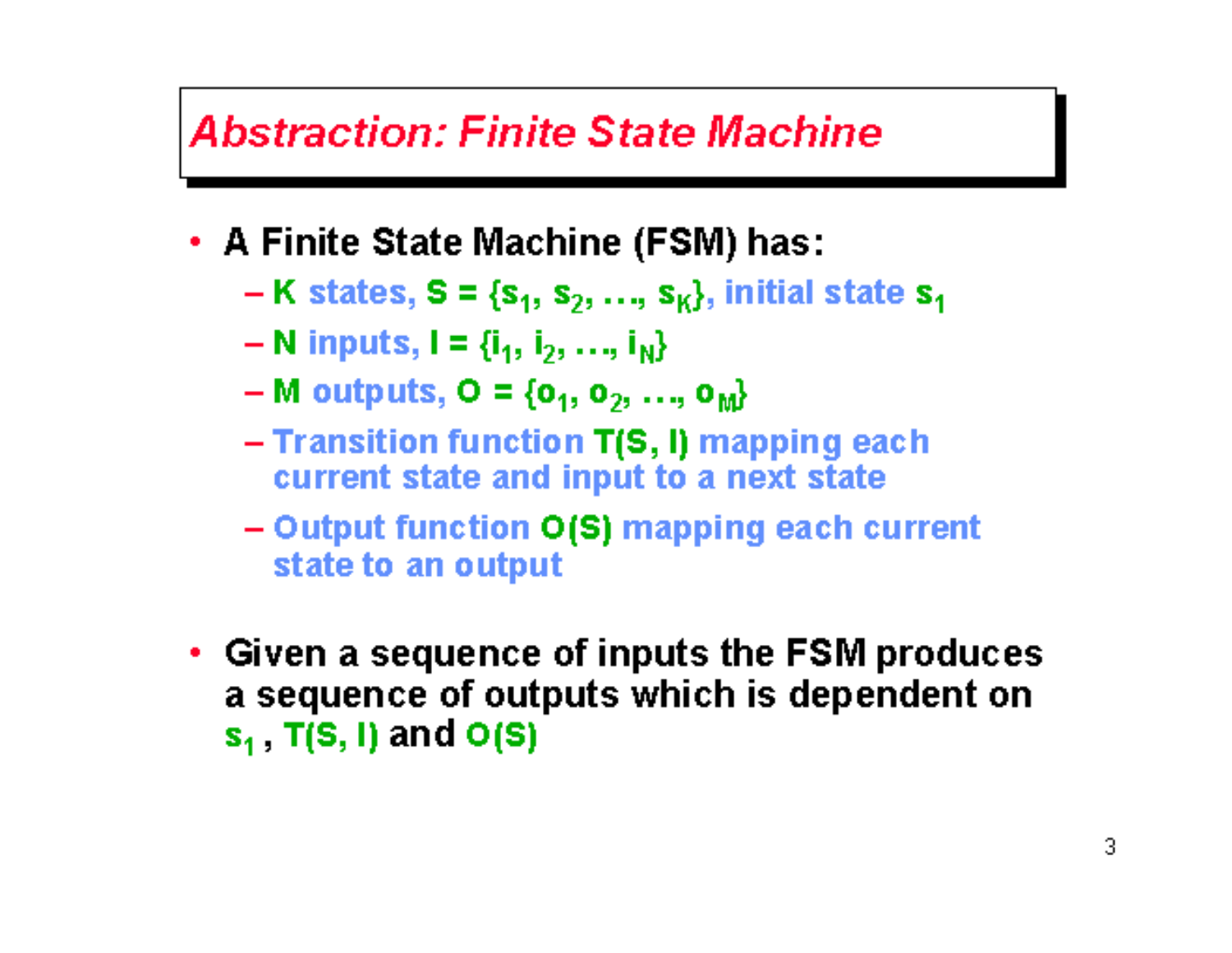# Abstraction: Finite State Machine

- A Finite State Machine (FSM) has:
  - K states, $S = \{s_1, s_2, \ldots, s_K\}$, initial state $s_1$
  - N inputs, $I = \{i_1, i_2, \ldots, i_N\}$
  - M outputs, $O = \{o_1, o_2, \ldots, o_M\}$
  - Transition function $T(S, I)$ mapping each current state and input to a next state
  - Output function $O(S)$ mapping each current state to an output
- Given a sequence of inputs the FSM produces a sequence of outputs which is dependent on $s_1$, $T(S, I)$ and $O(S)$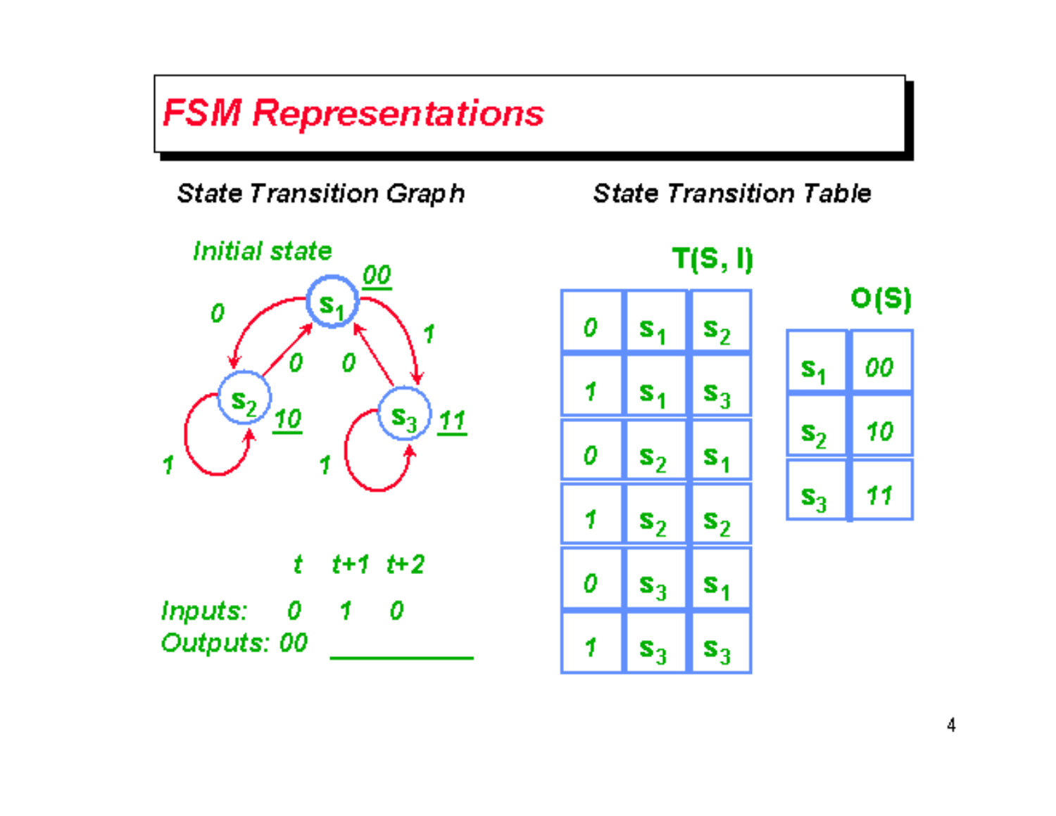# FSM Representations

## State Transition Graph

*Initial state*: $s_1$ (output 00)

Transitions:
- $s_1$ —0→ $s_2$
- $s_1$ —1→ $s_3$
- $s_2$ —0→ $s_1$
- $s_2$ —1→ $s_2$ (output 10)
- $s_3$ —0→ $s_1$
- $s_3$ —1→ $s_3$ (output 11)

| | t | t+1 | t+2 |
|---|---|---|---|
| Inputs: | 0 | 1 | 0 |
| Outputs: | 00 | | |

## State Transition Table

**T(S, I)**

| I | S | T(S, I) |
|---|---|---|
| 0 | $s_1$ | $s_2$ |
| 1 | $s_1$ | $s_3$ |
| 0 | $s_2$ | $s_1$ |
| 1 | $s_2$ | $s_2$ |
| 0 | $s_3$ | $s_1$ |
| 1 | $s_3$ | $s_3$ |

**O(S)**

| S | O(S) |
|---|---|
| $s_1$ | 00 |
| $s_2$ | 10 |
| $s_3$ | 11 |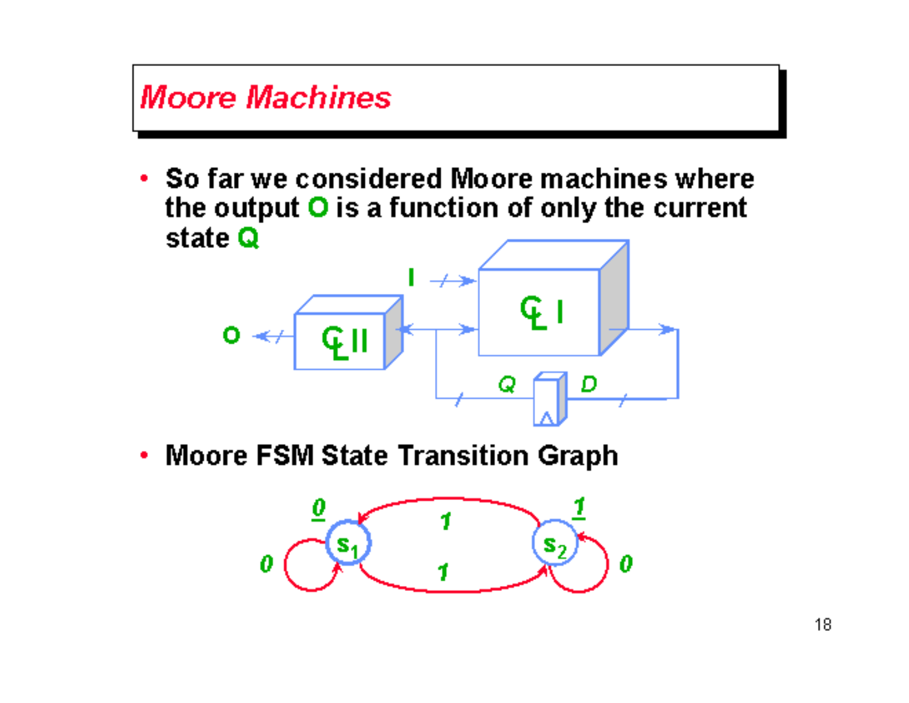# Moore Machines

- So far we considered Moore machines where the output **O** is a function of only the current state **Q**
- Moore FSM State Transition Graph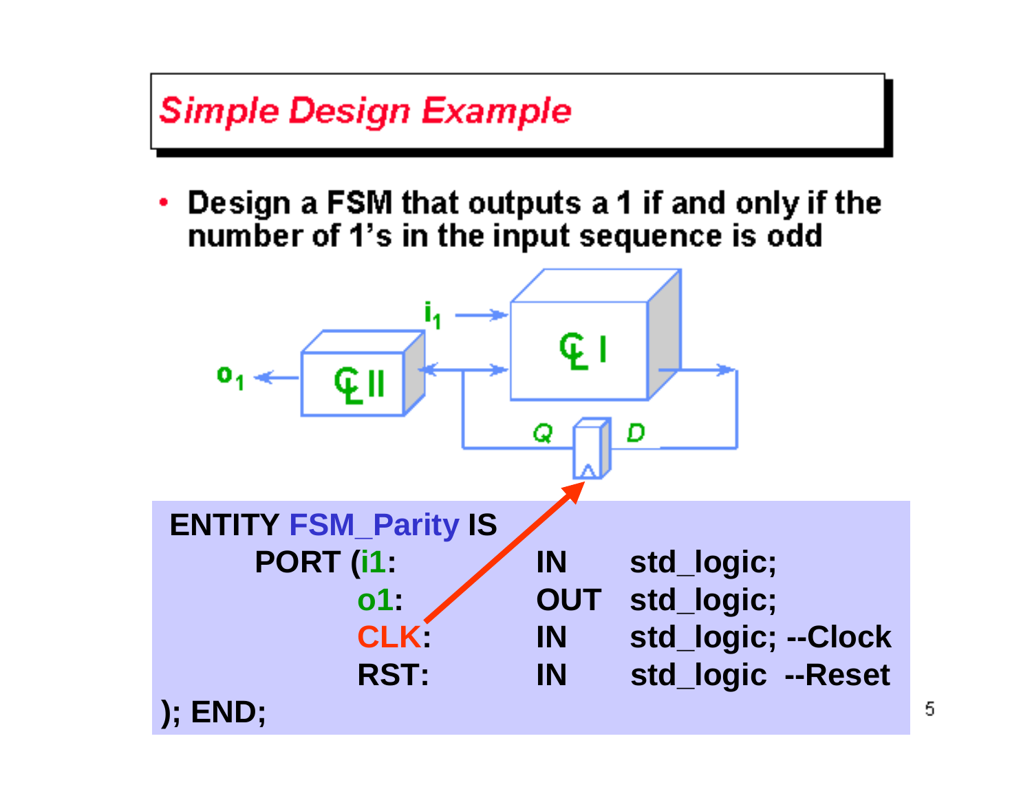# Simple Design Example

- Design a FSM that outputs a 1 if and only if the number of 1's in the input sequence is odd

```
ENTITY FSM_Parity IS
      PORT (i1:        IN     std_logic;
            o1:        OUT    std_logic;
            CLK:       IN     std_logic; --Clock
            RST:       IN     std_logic  --Reset
); END;
```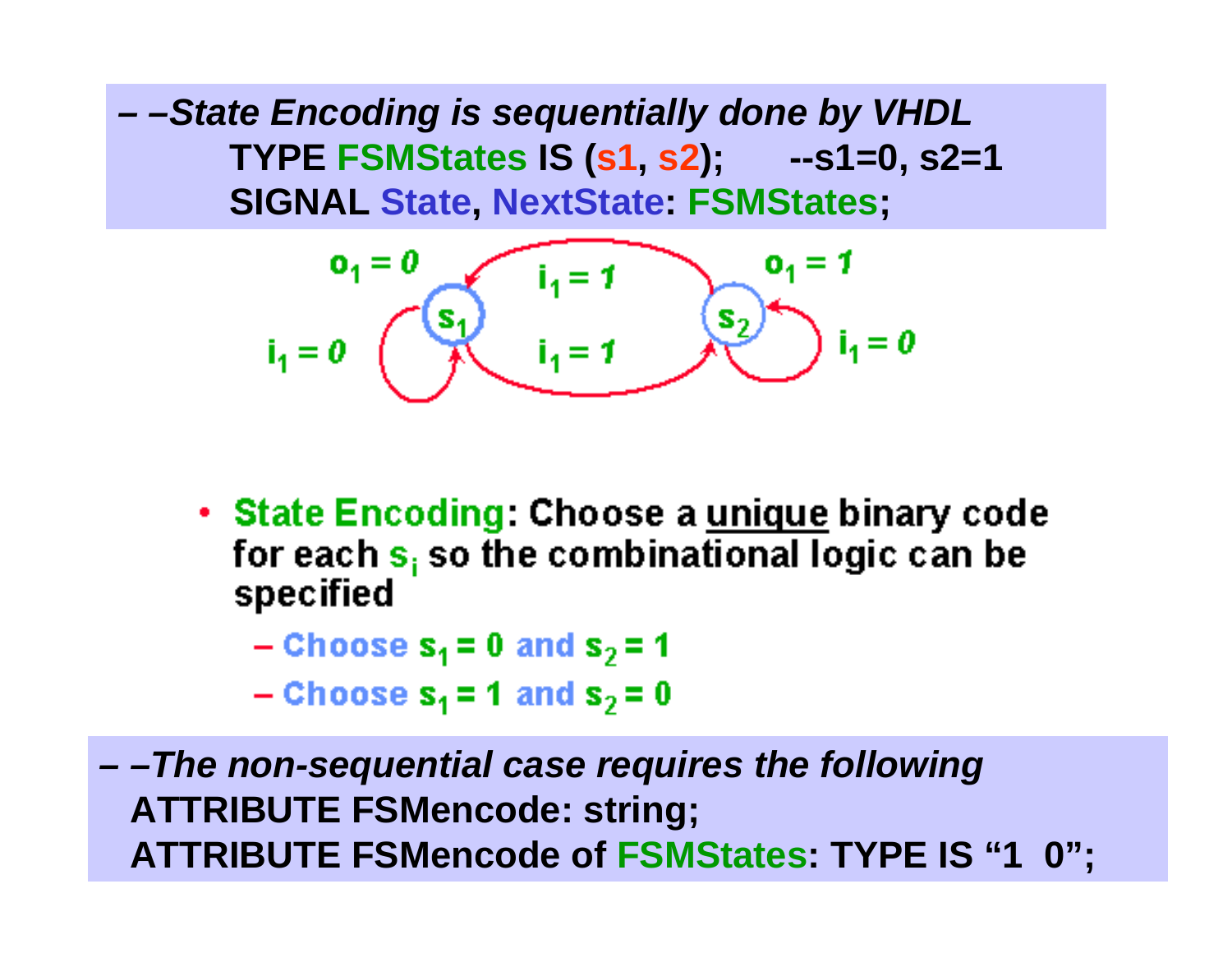– *–State Encoding is sequentially done by VHDL*

```
TYPE FSMStates IS (s1, s2);      --s1=0, s2=1
SIGNAL State, NextState: FSMStates;
```

- **State Encoding**: Choose a <u>unique</u> binary code for each $s_i$ so the combinational logic can be specified
  - Choose $s_1 = 0$ and $s_2 = 1$
  - Choose $s_1 = 1$ and $s_2 = 0$

– *–The non-sequential case requires the following*

```
ATTRIBUTE FSMencode: string;
ATTRIBUTE FSMencode of FSMStates: TYPE IS "1  0";
```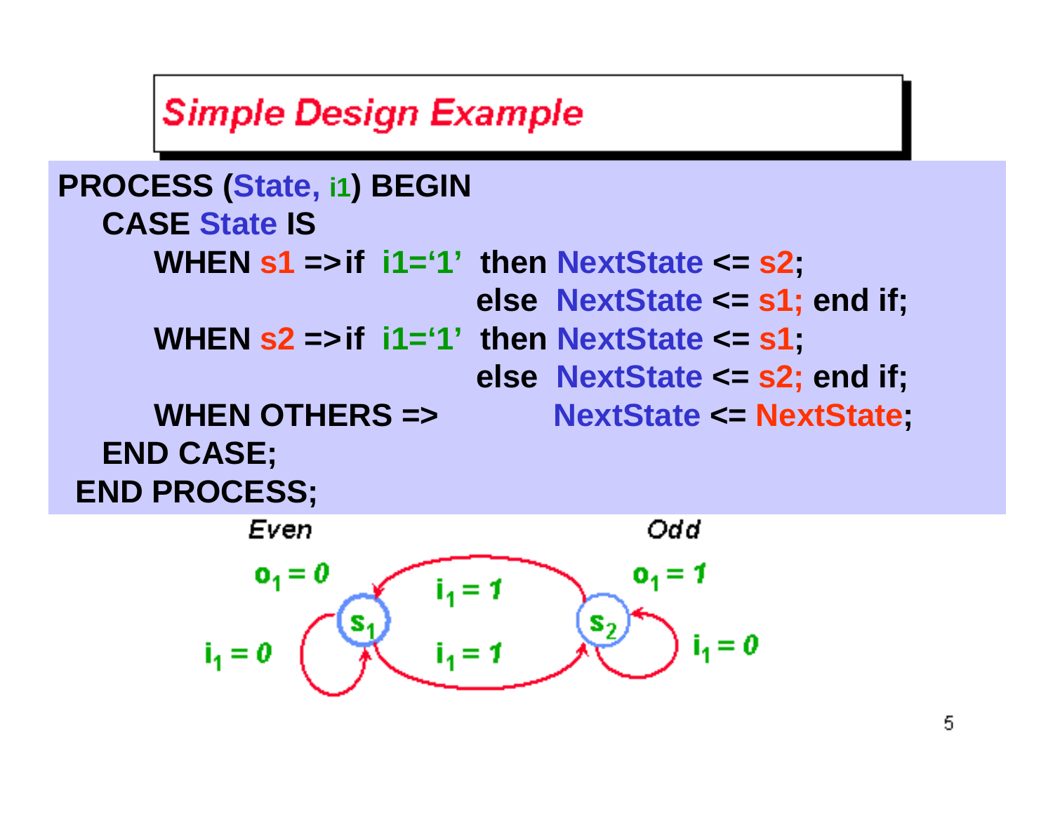## Simple Design Example

```
PROCESS (State, i1) BEGIN
   CASE State IS
      WHEN s1 =>if  i1='1'  then NextState <= s2;
                            else  NextState <= s1; end if;
      WHEN s2 =>if  i1='1'  then NextState <= s1;
                            else  NextState <= s2; end if;
      WHEN OTHERS =>              NextState <= NextState;
   END CASE;
 END PROCESS;
```

Even — $o_1 = 0$ — $s_1$; $i_1 = 0$ (self-loop); $i_1 = 1$ ($s_1 \to s_2$)

Odd — $o_1 = 1$ — $s_2$; $i_1 = 0$ (self-loop); $i_1 = 1$ ($s_2 \to s_1$)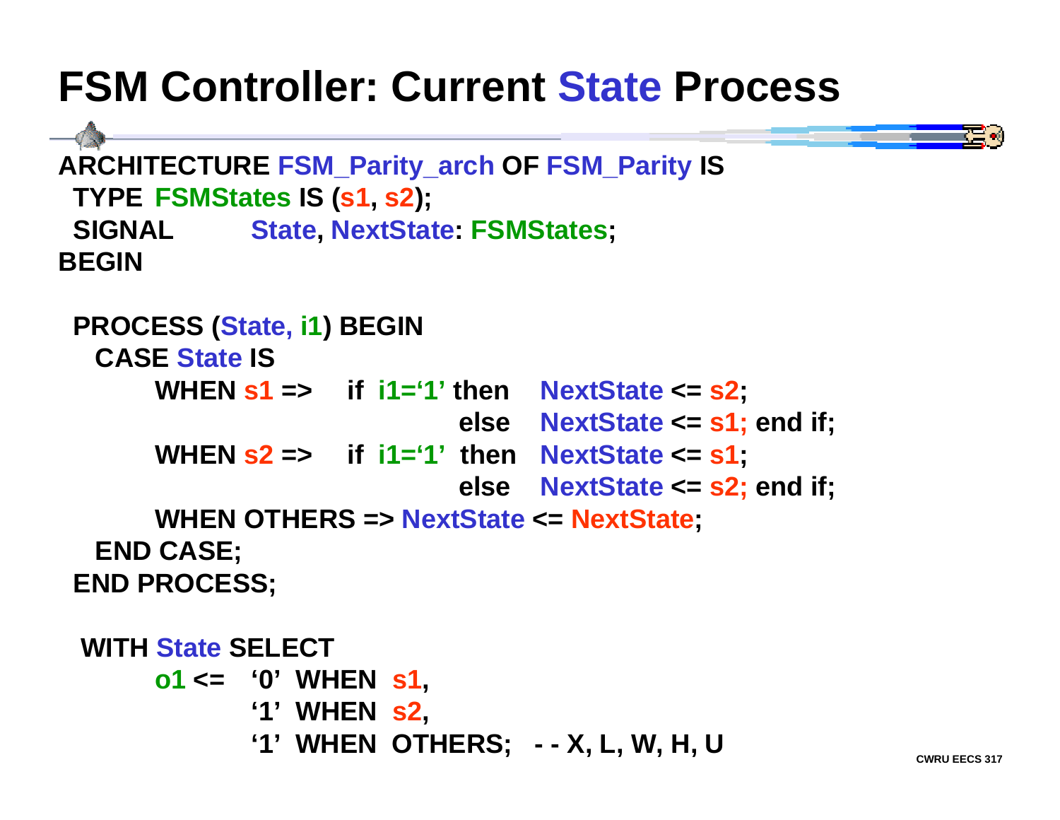# FSM Controller: Current State Process

```
ARCHITECTURE FSM_Parity_arch OF FSM_Parity IS
 TYPE  FSMStates IS (s1, s2);
 SIGNAL          State, NextState: FSMStates;
BEGIN

 PROCESS (State, i1) BEGIN
   CASE State IS
       WHEN s1 =>     if  i1='1' then     NextState <= s2;
                                   else     NextState <= s1; end if;
       WHEN s2 =>     if  i1='1'  then    NextState <= s1;
                                   else     NextState <= s2; end if;
       WHEN OTHERS => NextState <= NextState;
   END CASE;
 END PROCESS;

  WITH State SELECT
       o1 <=   '0'  WHEN  s1,
               '1'  WHEN  s2,
               '1'  WHEN  OTHERS;   - - X, L, W, H, U
```

CWRU EECS 317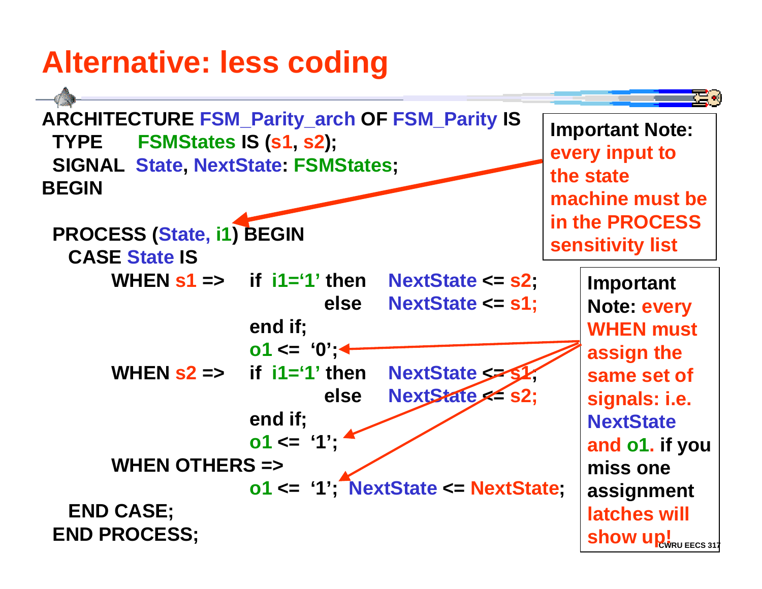# Alternative: less coding

```
ARCHITECTURE FSM_Parity_arch OF FSM_Parity IS
 TYPE      FSMStates IS (s1, s2);
 SIGNAL  State, NextState: FSMStates;
BEGIN

 PROCESS (State, i1) BEGIN
   CASE State IS
        WHEN s1 =>     if  i1='1' then     NextState <= s2;
                                   else     NextState <= s1;
                       end if;
                       o1 <=  '0';
        WHEN s2 =>     if  i1='1' then     NextState <= s1;
                                   else     NextState <= s2;
                       end if;
                       o1 <=  '1';
        WHEN OTHERS =>
                       o1 <=  '1';  NextState <= NextState;
   END CASE;
 END PROCESS;
```

**Important Note:** every input to the state machine must be in the PROCESS sensitivity list

**Important Note:** every WHEN must assign the same set of signals: i.e. NextState and o1. if you miss one assignment latches will show up!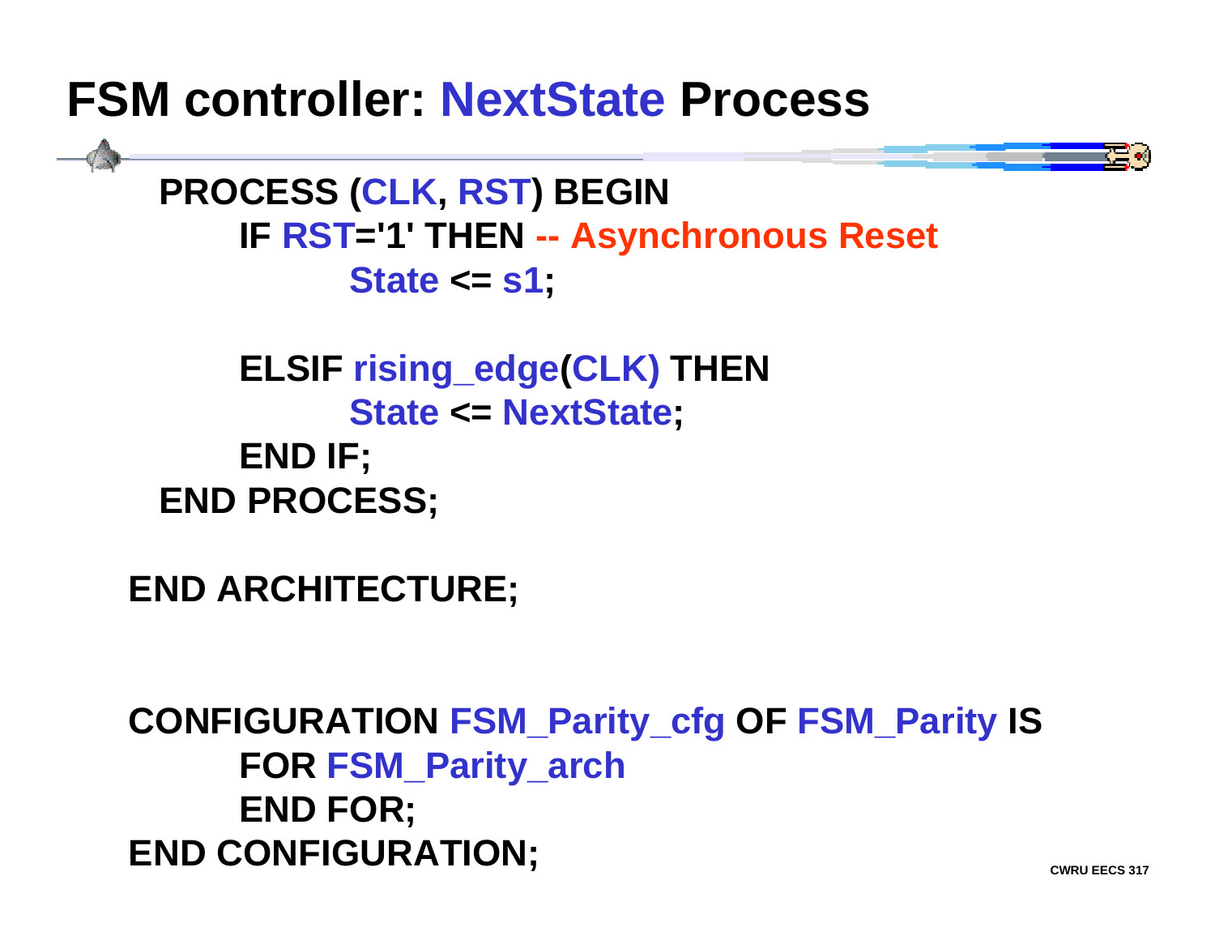# FSM controller: NextState Process

```
PROCESS (CLK, RST) BEGIN
    IF RST='1' THEN -- Asynchronous Reset
        State <= s1;

    ELSIF rising_edge(CLK) THEN
        State <= NextState;
    END IF;
END PROCESS;

END ARCHITECTURE;


CONFIGURATION FSM_Parity_cfg OF FSM_Parity IS
    FOR FSM_Parity_arch
    END FOR;
END CONFIGURATION;
```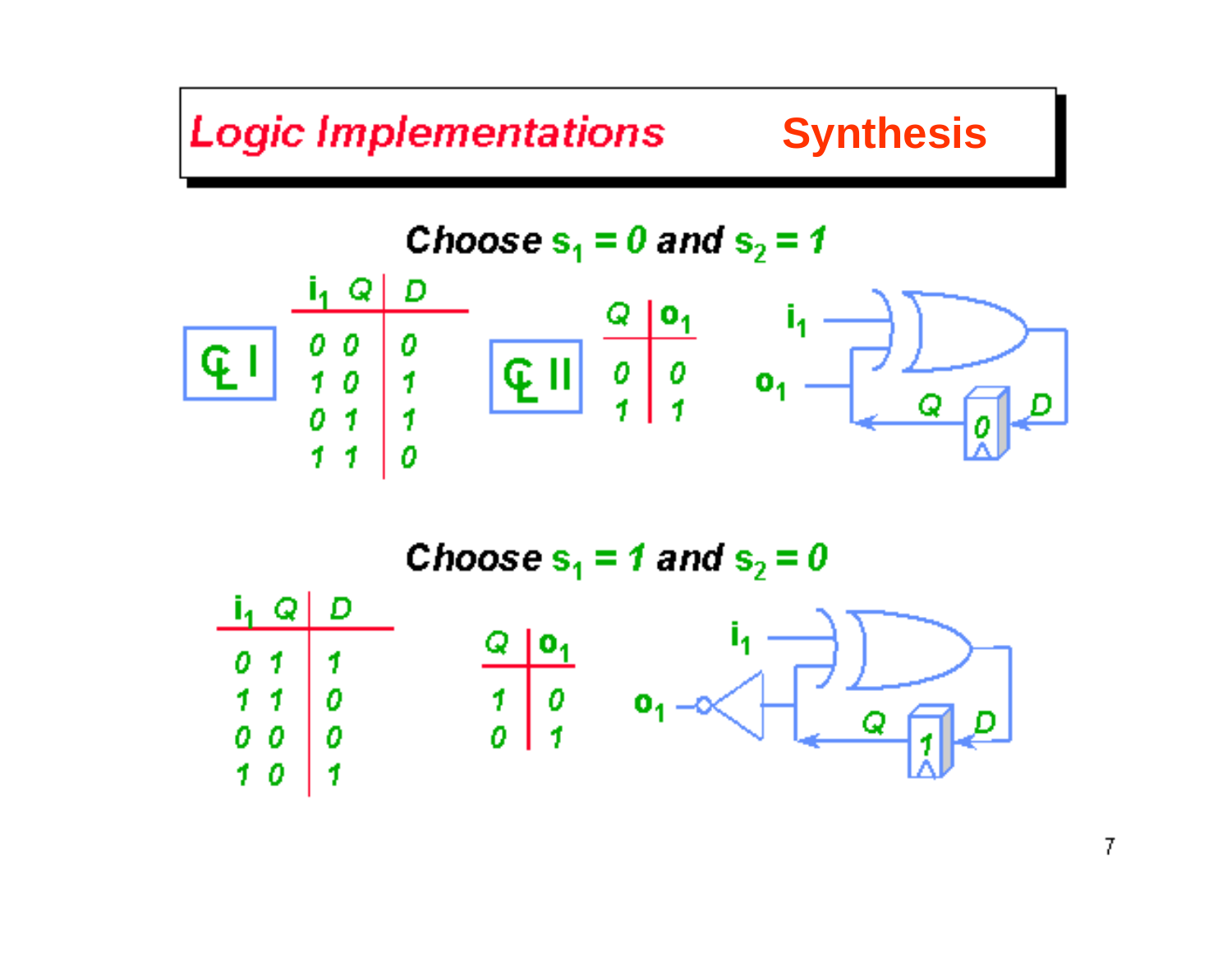# Logic Implementations — Synthesis

**Choose $s_1 = 0$ and $s_2 = 1$**

CL I

| $i_1$ | $Q$ | $D$ |
|---|---|---|
| 0 | 0 | 0 |
| 1 | 0 | 1 |
| 0 | 1 | 1 |
| 1 | 1 | 0 |

CL II

| $Q$ | $o_1$ |
|---|---|
| 0 | 0 |
| 1 | 1 |

**Choose $s_1 = 1$ and $s_2 = 0$**

| $i_1$ | $Q$ | $D$ |
|---|---|---|
| 0 | 1 | 1 |
| 1 | 1 | 0 |
| 0 | 0 | 0 |
| 1 | 0 | 1 |

| $Q$ | $o_1$ |
|---|---|
| 1 | 0 |
| 0 | 1 |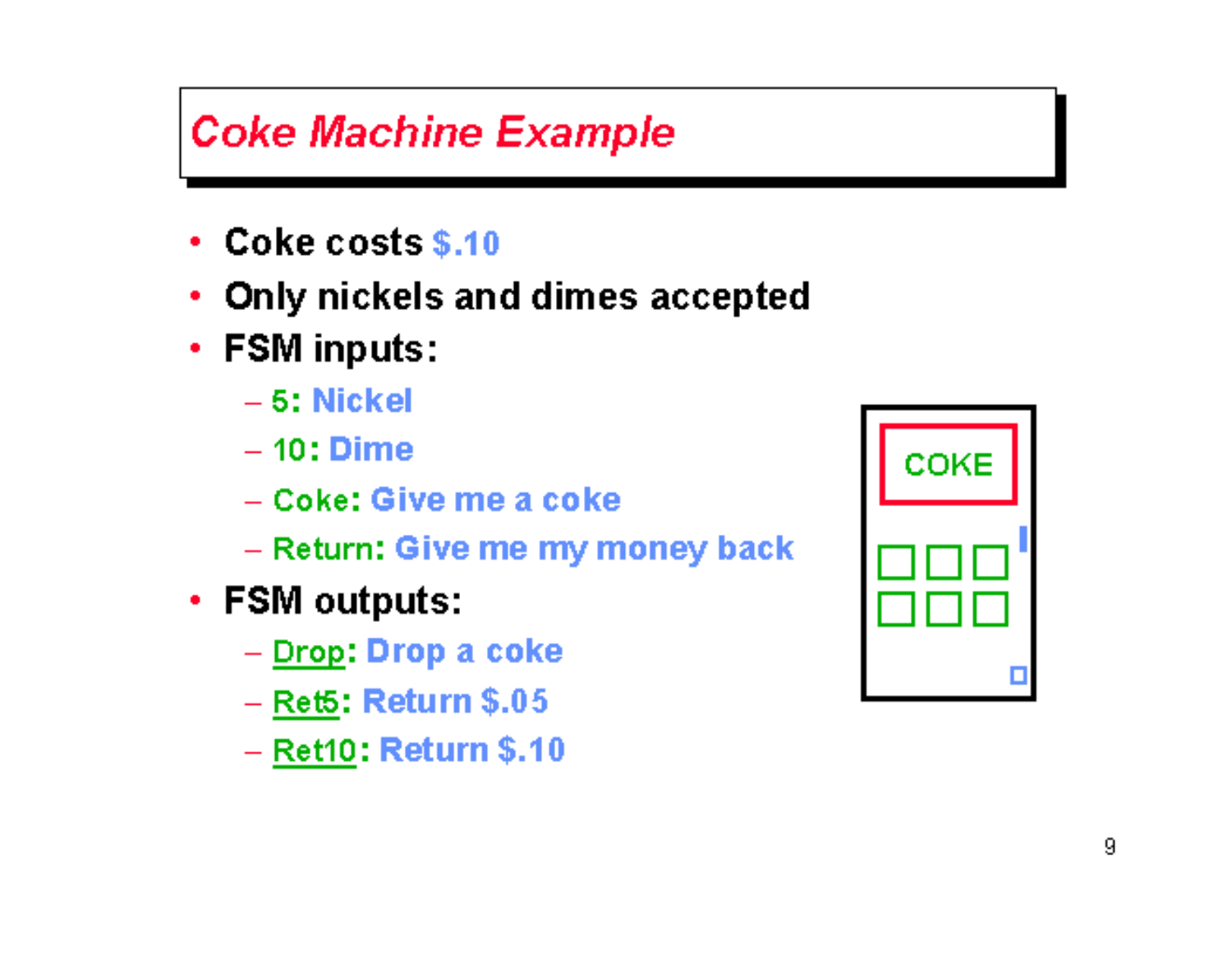# *Coke Machine Example*

- Coke costs $.10
- Only nickels and dimes accepted
- FSM inputs:
  - 5: Nickel
  - 10: Dime
  - Coke: Give me a coke
  - Return: Give me my money back
- FSM outputs:
  - Drop: Drop a coke
  - Ret5: Return $.05
  - Ret10: Return $.10

COKE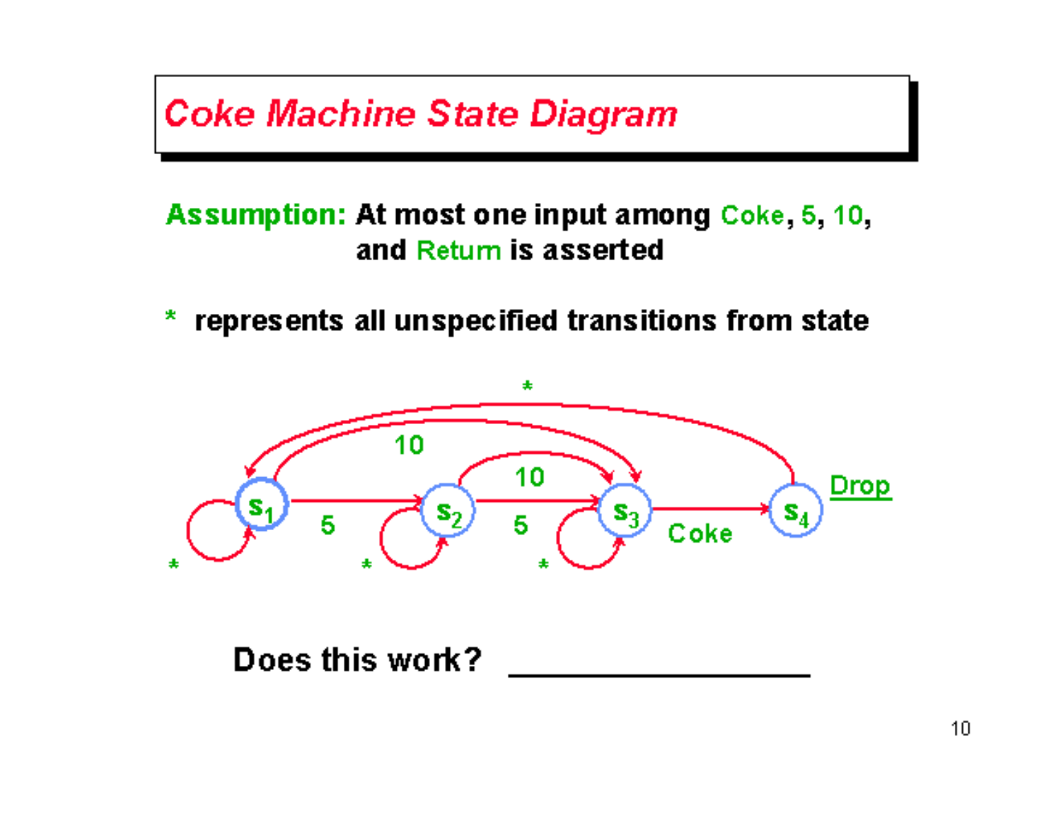# *Coke Machine State Diagram*

**Assumption:** At most one input among Coke, 5, 10, and Return is asserted

\* represents all unspecified transitions from state

**Does this work?** ________________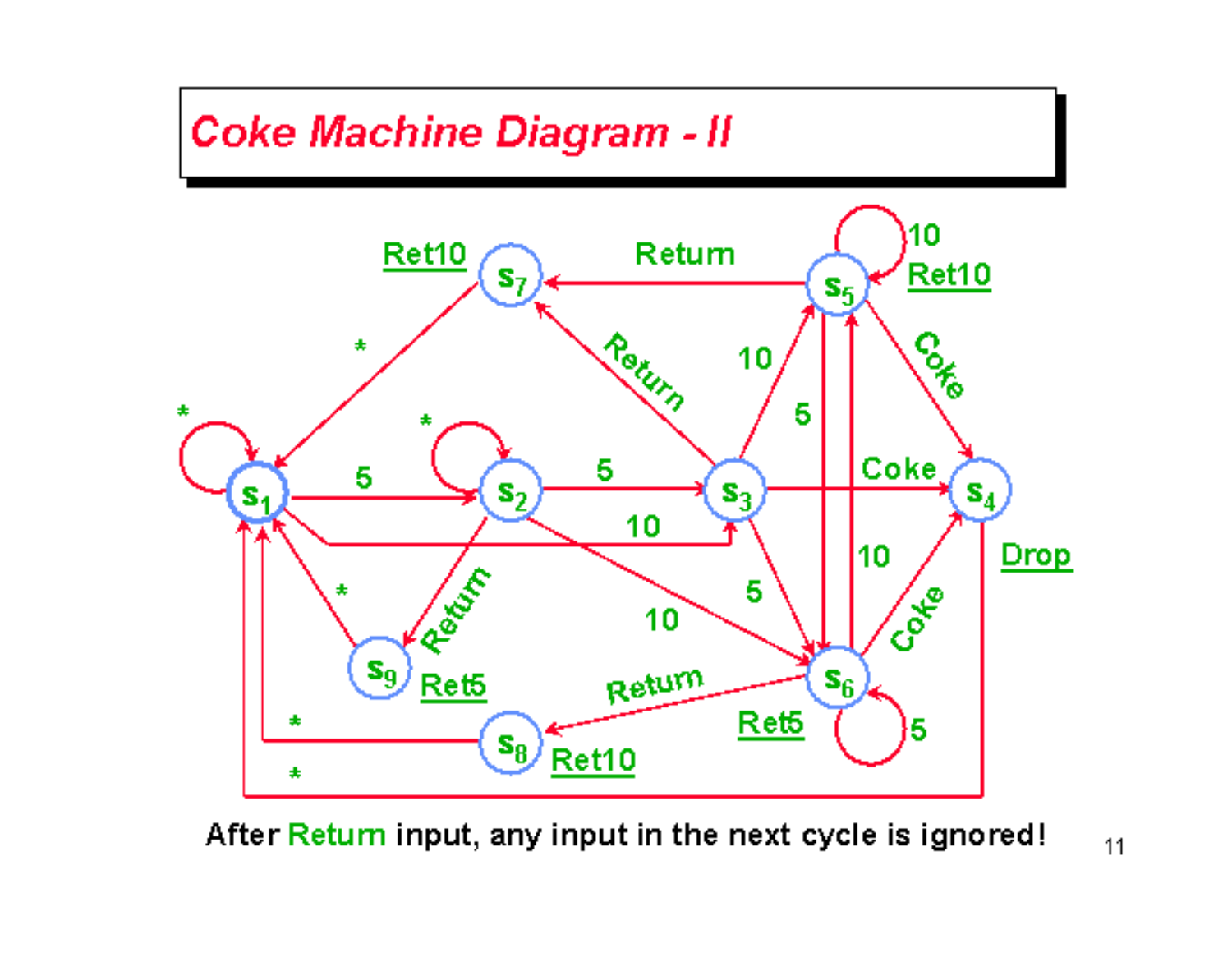# Coke Machine Diagram - II

After Return input, any input in the next cycle is ignored!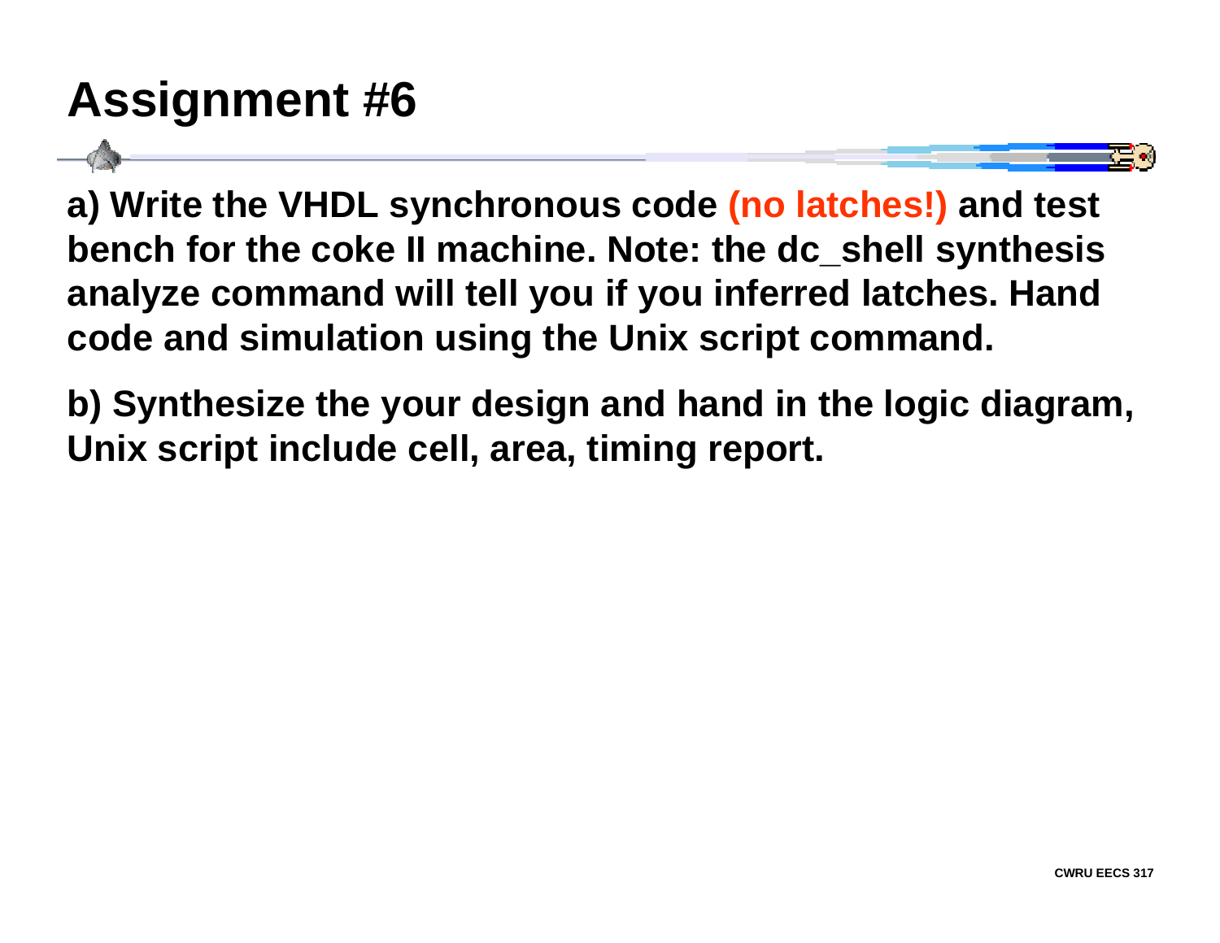# Assignment #6

**a) Write the VHDL synchronous code (no latches!) and test bench for the coke II machine. Note: the dc_shell synthesis analyze command will tell you if you inferred latches. Hand code and simulation using the Unix script command.**

**b) Synthesize the your design and hand in the logic diagram, Unix script include cell, area, timing report.**